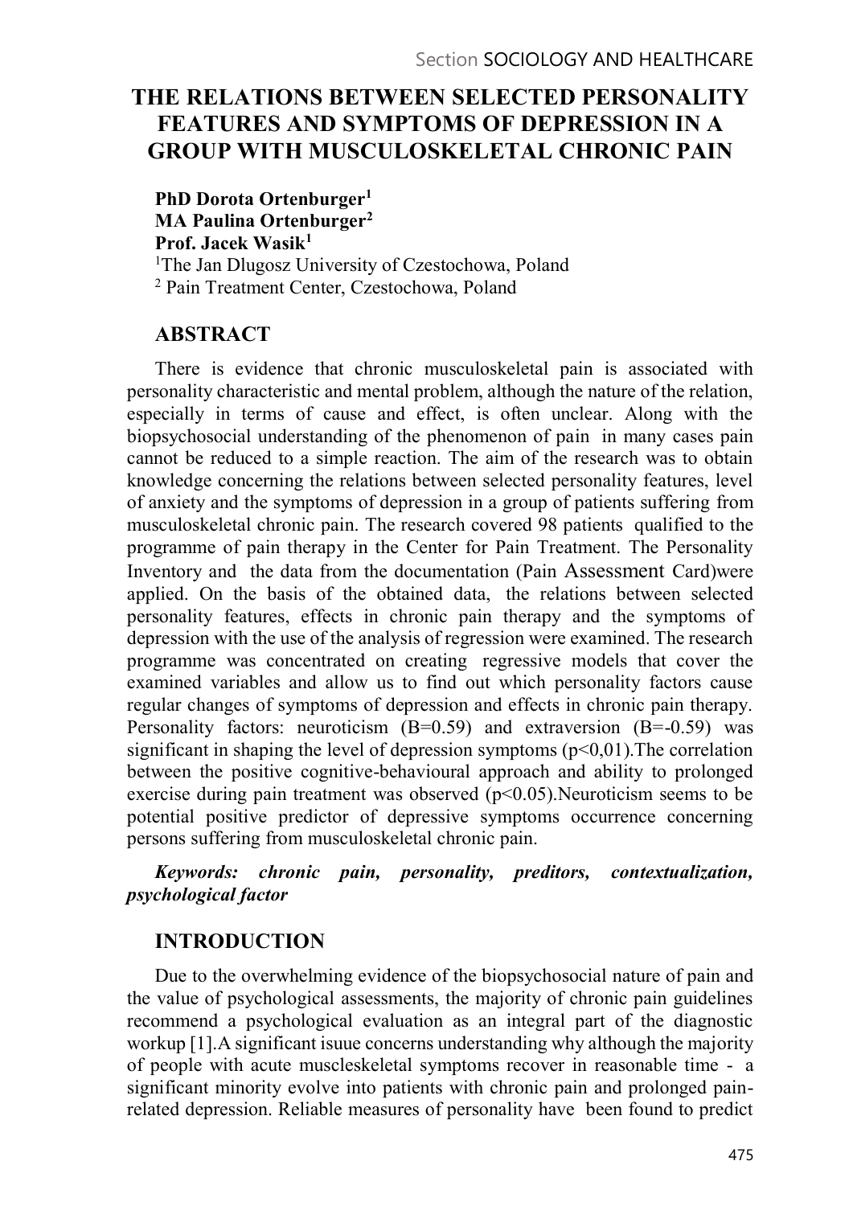# THE RELATIONS BETWEEN SELECTED PERSONALITY FEATURES AND SYMPTOMS OF DEPRESSION IN A GROUP WITH MUSCULOSKELETAL CHRONIC PAIN

**PhD Dorota Ortenburger[1]**
**MA Paulina Ortenburger[2]**
**Prof. Jacek Wasik[1]**

[1]The Jan Dlugosz University of Czestochowa, Poland
[2] Pain Treatment Center, Czestochowa, Poland

## ABSTRACT

There is evidence that chronic musculoskeletal pain is associated with personality characteristic and mental problem, although the nature of the relation, especially in terms of cause and effect, is often unclear. Along with the biopsychosocial understanding of the phenomenon of pain in many cases pain cannot be reduced to a simple reaction. The aim of the research was to obtain knowledge concerning the relations between selected personality features, level of anxiety and the symptoms of depression in a group of patients suffering from musculoskeletal chronic pain. The research covered 98 patients qualified to the programme of pain therapy in the Center for Pain Treatment. The Personality Inventory and the data from the documentation (Pain Assessment Card)were applied. On the basis of the obtained data, the relations between selected personality features, effects in chronic pain therapy and the symptoms of depression with the use of the analysis of regression were examined. The research programme was concentrated on creating regressive models that cover the examined variables and allow us to find out which personality factors cause regular changes of symptoms of depression and effects in chronic pain therapy. Personality factors: neuroticism (B=0.59) and extraversion (B=-0.59) was significant in shaping the level of depression symptoms ($p<0,01$).The correlation between the positive cognitive-behavioural approach and ability to prolonged exercise during pain treatment was observed ($p<0.05$).Neuroticism seems to be potential positive predictor of depressive symptoms occurrence concerning persons suffering from musculoskeletal chronic pain.

***Keywords: chronic pain, personality, preditors, contextualization, psychological factor***

## INTRODUCTION

Due to the overwhelming evidence of the biopsychosocial nature of pain and the value of psychological assessments, the majority of chronic pain guidelines recommend a psychological evaluation as an integral part of the diagnostic workup [1].A significant isuue concerns understanding why although the majority of people with acute muscleskeletal symptoms recover in reasonable time - a significant minority evolve into patients with chronic pain and prolonged pain-related depression. Reliable measures of personality have been found to predict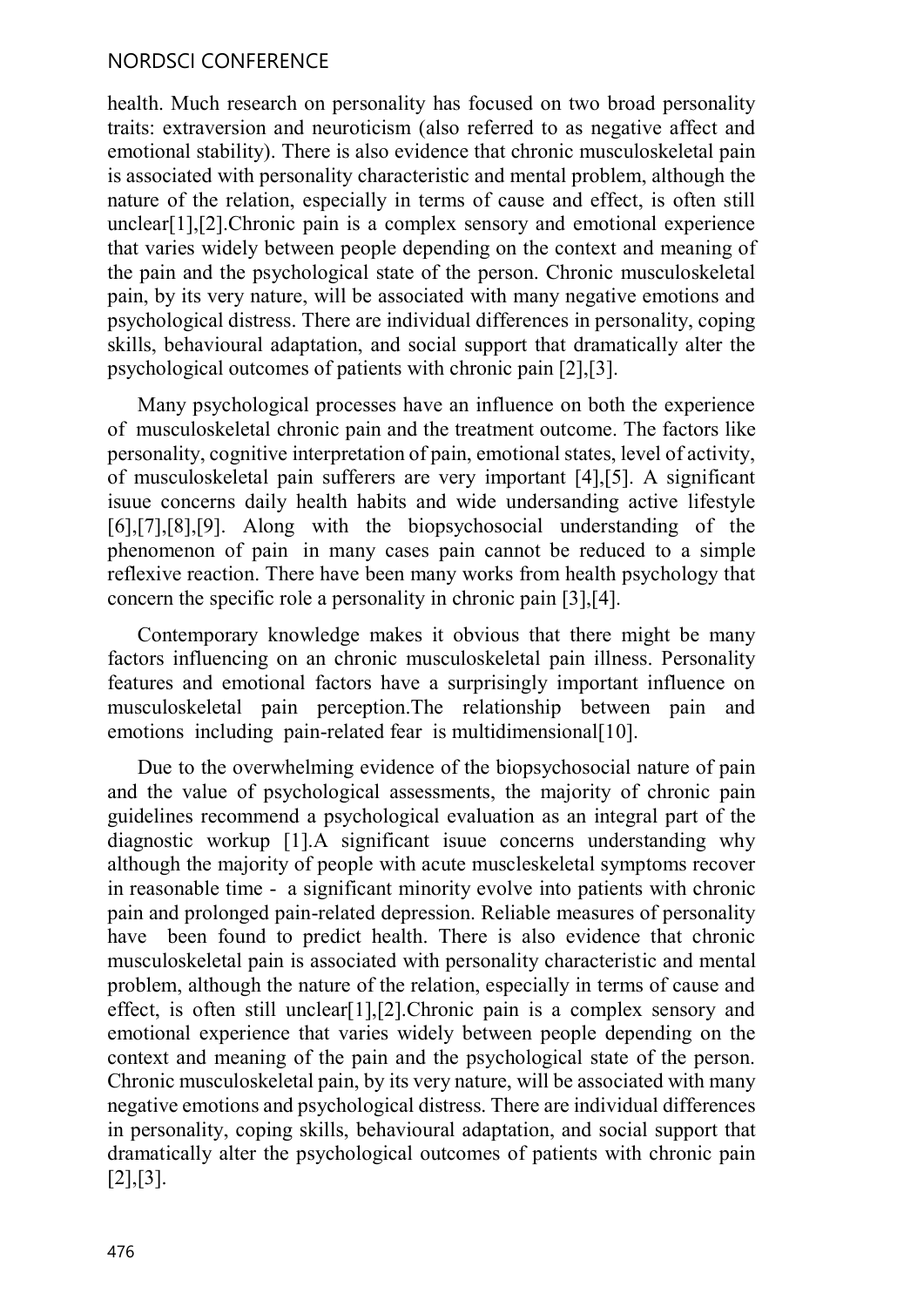health. Much research on personality has focused on two broad personality traits: extraversion and neuroticism (also referred to as negative affect and emotional stability). There is also evidence that chronic musculoskeletal pain is associated with personality characteristic and mental problem, although the nature of the relation, especially in terms of cause and effect, is often still unclear[1],[2].Chronic pain is a complex sensory and emotional experience that varies widely between people depending on the context and meaning of the pain and the psychological state of the person. Chronic musculoskeletal pain, by its very nature, will be associated with many negative emotions and psychological distress. There are individual differences in personality, coping skills, behavioural adaptation, and social support that dramatically alter the psychological outcomes of patients with chronic pain [2],[3].

Many psychological processes have an influence on both the experience of musculoskeletal chronic pain and the treatment outcome. The factors like personality, cognitive interpretation of pain, emotional states, level of activity, of musculoskeletal pain sufferers are very important [4],[5]. A significant isuue concerns daily health habits and wide undersanding active lifestyle [6],[7],[8],[9]. Along with the biopsychosocial understanding of the phenomenon of pain in many cases pain cannot be reduced to a simple reflexive reaction. There have been many works from health psychology that concern the specific role a personality in chronic pain [3],[4].

Contemporary knowledge makes it obvious that there might be many factors influencing on an chronic musculoskeletal pain illness. Personality features and emotional factors have a surprisingly important influence on musculoskeletal pain perception.The relationship between pain and emotions including pain-related fear is multidimensional[10].

Due to the overwhelming evidence of the biopsychosocial nature of pain and the value of psychological assessments, the majority of chronic pain guidelines recommend a psychological evaluation as an integral part of the diagnostic workup [1].A significant isuue concerns understanding why although the majority of people with acute muscleskeletal symptoms recover in reasonable time - a significant minority evolve into patients with chronic pain and prolonged pain-related depression. Reliable measures of personality have been found to predict health. There is also evidence that chronic musculoskeletal pain is associated with personality characteristic and mental problem, although the nature of the relation, especially in terms of cause and effect, is often still unclear[1],[2].Chronic pain is a complex sensory and emotional experience that varies widely between people depending on the context and meaning of the pain and the psychological state of the person. Chronic musculoskeletal pain, by its very nature, will be associated with many negative emotions and psychological distress. There are individual differences in personality, coping skills, behavioural adaptation, and social support that dramatically alter the psychological outcomes of patients with chronic pain [2],[3].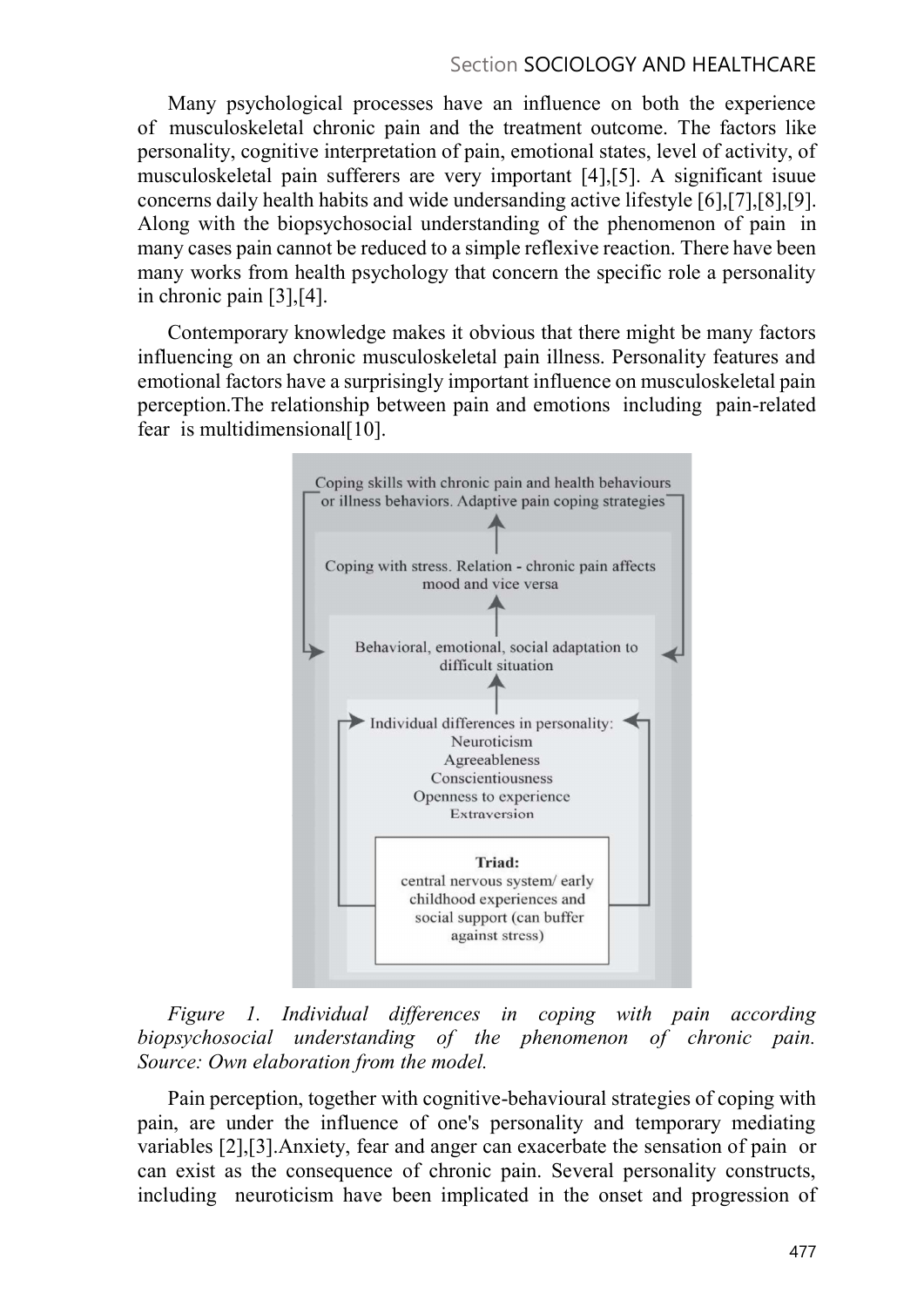Many psychological processes have an influence on both the experience of musculoskeletal chronic pain and the treatment outcome. The factors like personality, cognitive interpretation of pain, emotional states, level of activity, of musculoskeletal pain sufferers are very important [4],[5]. A significant isuue concerns daily health habits and wide undersanding active lifestyle [6],[7],[8],[9]. Along with the biopsychosocial understanding of the phenomenon of pain in many cases pain cannot be reduced to a simple reflexive reaction. There have been many works from health psychology that concern the specific role a personality in chronic pain [3],[4].

Contemporary knowledge makes it obvious that there might be many factors influencing on an chronic musculoskeletal pain illness. Personality features and emotional factors have a surprisingly important influence on musculoskeletal pain perception.The relationship between pain and emotions including pain-related fear is multidimensional[10].

Coping skills with chronic pain and health behaviours or illness behaviors. Adaptive pain coping strategies

Coping with stress. Relation - chronic pain affects mood and vice versa

Behavioral, emotional, social adaptation to difficult situation

Individual differences in personality:
Neuroticism
Agreeableness
Conscientiousness
Openness to experience
Extraversion

**Triad:**
central nervous system/ early childhood experiences and social support (can buffer against stress)

*Figure 1. Individual differences in coping with pain according biopsychosocial understanding of the phenomenon of chronic pain. Source: Own elaboration from the model.*

Pain perception, together with cognitive-behavioural strategies of coping with pain, are under the influence of one's personality and temporary mediating variables [2],[3].Anxiety, fear and anger can exacerbate the sensation of pain or can exist as the consequence of chronic pain. Several personality constructs, including neuroticism have been implicated in the onset and progression of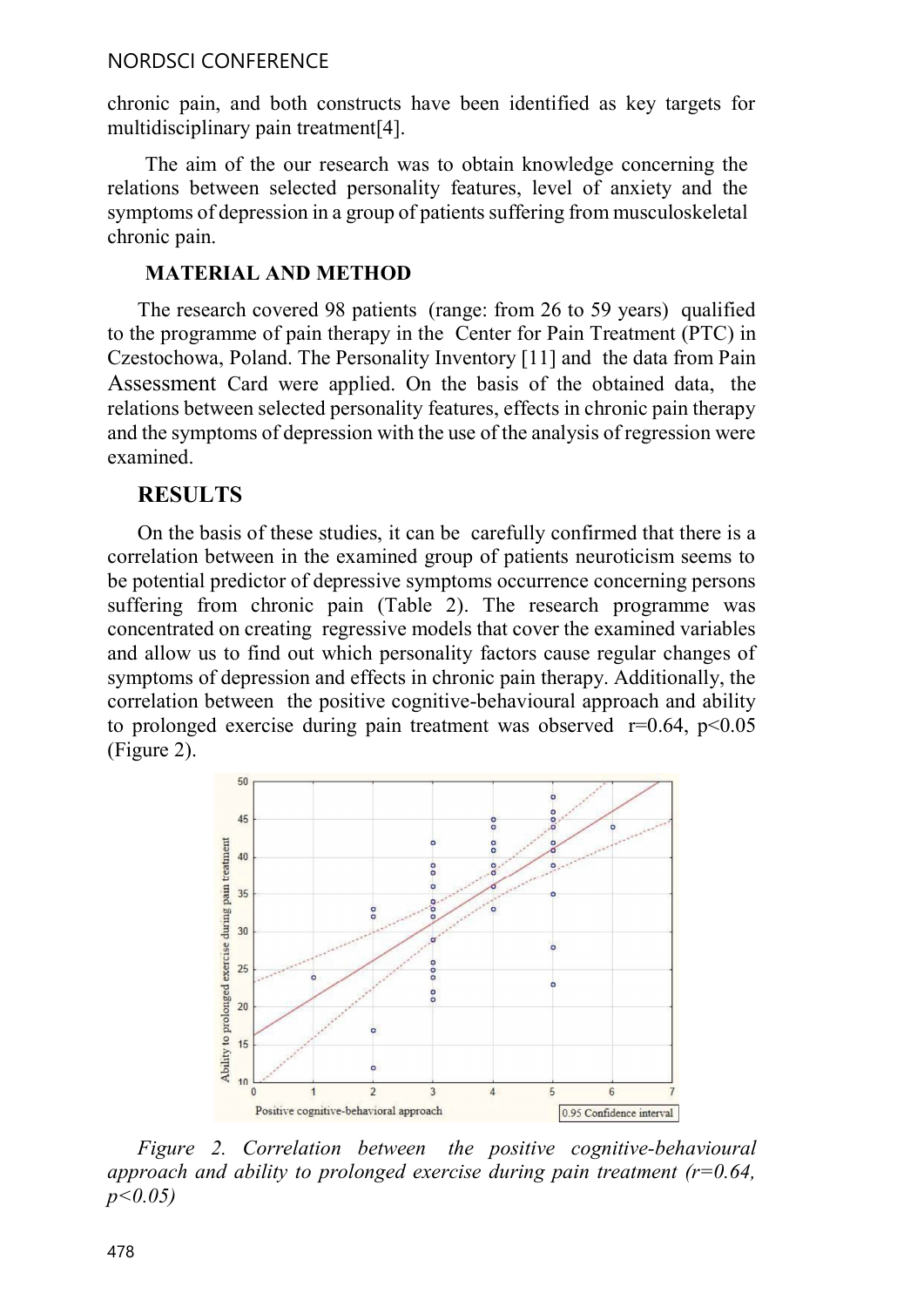chronic pain, and both constructs have been identified as key targets for multidisciplinary pain treatment[4].

The aim of the our research was to obtain knowledge concerning the relations between selected personality features, level of anxiety and the symptoms of depression in a group of patients suffering from musculoskeletal chronic pain.

## MATERIAL AND METHOD

The research covered 98 patients (range: from 26 to 59 years) qualified to the programme of pain therapy in the Center for Pain Treatment (PTC) in Czestochowa, Poland. The Personality Inventory [11] and the data from Pain Assessment Card were applied. On the basis of the obtained data, the relations between selected personality features, effects in chronic pain therapy and the symptoms of depression with the use of the analysis of regression were examined.

## RESULTS

On the basis of these studies, it can be carefully confirmed that there is a correlation between in the examined group of patients neuroticism seems to be potential predictor of depressive symptoms occurrence concerning persons suffering from chronic pain (Table 2). The research programme was concentrated on creating regressive models that cover the examined variables and allow us to find out which personality factors cause regular changes of symptoms of depression and effects in chronic pain therapy. Additionally, the correlation between the positive cognitive-behavioural approach and ability to prolonged exercise during pain treatment was observed $r=0.64$, $p<0.05$ (Figure 2).

*Figure 2. Correlation between the positive cognitive-behavioural approach and ability to prolonged exercise during pain treatment ($r=0.64$, $p<0.05$)*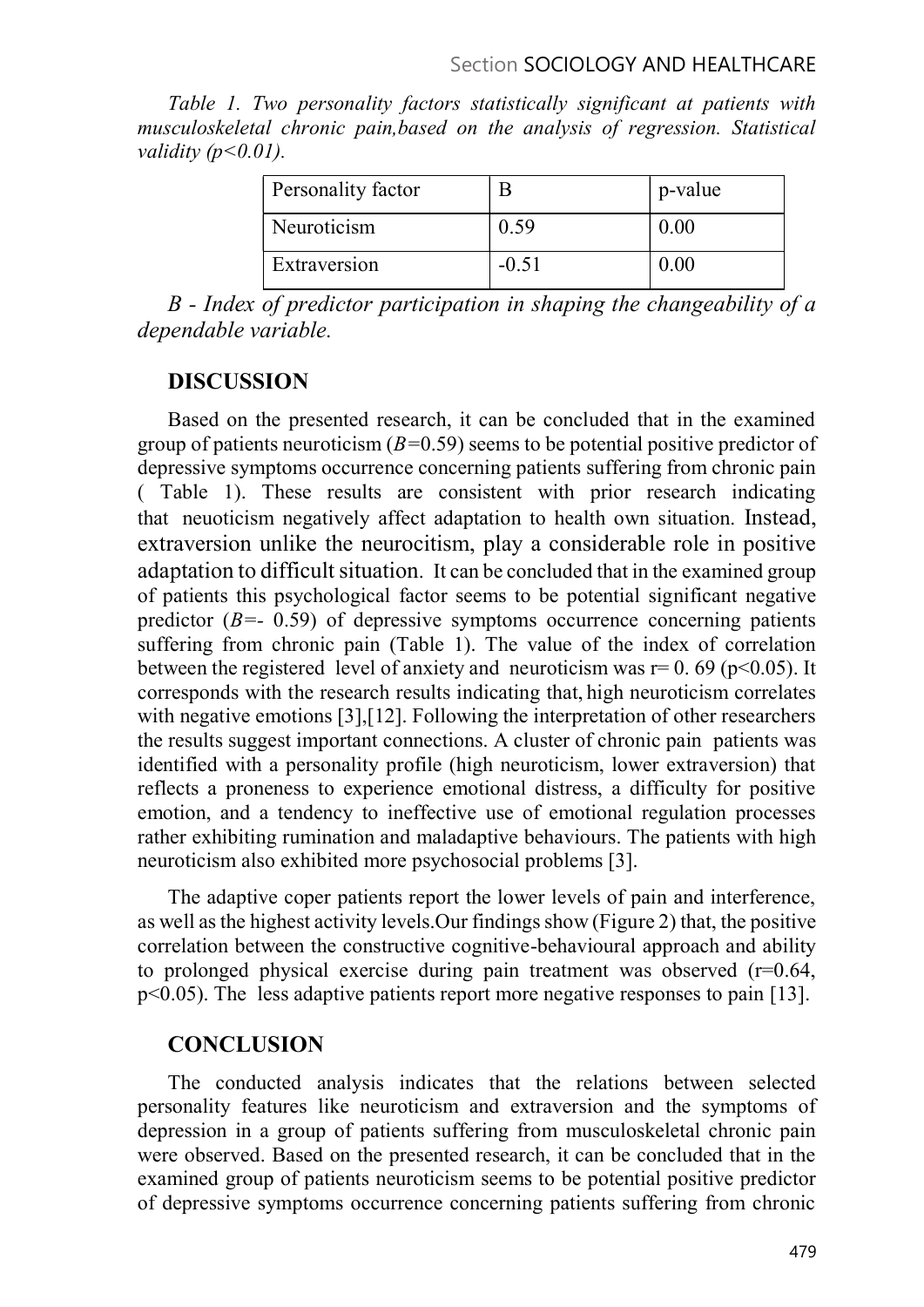*Table 1. Two personality factors statistically significant at patients with musculoskeletal chronic pain,based on the analysis of regression. Statistical validity ($p<0.01$).*

| Personality factor | B | p-value |
|---|---|---|
| Neuroticism | 0.59 | 0.00 |
| Extraversion | -0.51 | 0.00 |

*B - Index of predictor participation in shaping the changeability of a dependable variable.*

## DISCUSSION

Based on the presented research, it can be concluded that in the examined group of patients neuroticism ($B$=0.59) seems to be potential positive predictor of depressive symptoms occurrence concerning patients suffering from chronic pain ( Table 1). These results are consistent with prior research indicating that neuoticism negatively affect adaptation to health own situation. Instead, extraversion unlike the neurocitism, play a considerable role in positive adaptation to difficult situation. It can be concluded that in the examined group of patients this psychological factor seems to be potential significant negative predictor ($B$=- 0.59) of depressive symptoms occurrence concerning patients suffering from chronic pain (Table 1). The value of the index of correlation between the registered level of anxiety and neuroticism was r= 0. 69 ($p<0.05$). It corresponds with the research results indicating that, high neuroticism correlates with negative emotions [3],[12]. Following the interpretation of other researchers the results suggest important connections. A cluster of chronic pain patients was identified with a personality profile (high neuroticism, lower extraversion) that reflects a proneness to experience emotional distress, a difficulty for positive emotion, and a tendency to ineffective use of emotional regulation processes rather exhibiting rumination and maladaptive behaviours. The patients with high neuroticism also exhibited more psychosocial problems [3].

The adaptive coper patients report the lower levels of pain and interference, as well as the highest activity levels.Our findings show (Figure 2) that, the positive correlation between the constructive cognitive-behavioural approach and ability to prolonged physical exercise during pain treatment was observed (r=0.64, $p<0.05$). The less adaptive patients report more negative responses to pain [13].

## CONCLUSION

The conducted analysis indicates that the relations between selected personality features like neuroticism and extraversion and the symptoms of depression in a group of patients suffering from musculoskeletal chronic pain were observed. Based on the presented research, it can be concluded that in the examined group of patients neuroticism seems to be potential positive predictor of depressive symptoms occurrence concerning patients suffering from chronic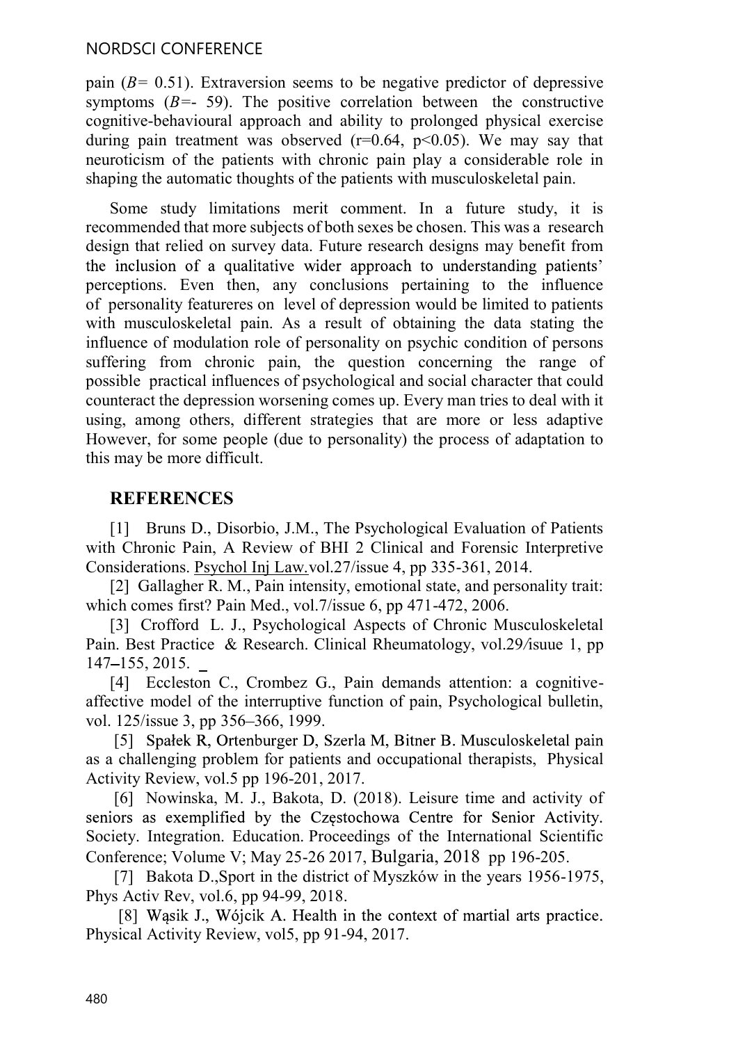pain ($B$= 0.51). Extraversion seems to be negative predictor of depressive symptoms ($B$=- 59). The positive correlation between the constructive cognitive-behavioural approach and ability to prolonged physical exercise during pain treatment was observed ($r$=0.64, $p$<0.05). We may say that neuroticism of the patients with chronic pain play a considerable role in shaping the automatic thoughts of the patients with musculoskeletal pain.

Some study limitations merit comment. In a future study, it is recommended that more subjects of both sexes be chosen. This was a research design that relied on survey data. Future research designs may benefit from the inclusion of a qualitative wider approach to understanding patients' perceptions. Even then, any conclusions pertaining to the influence of personality featureres on level of depression would be limited to patients with musculoskeletal pain. As a result of obtaining the data stating the influence of modulation role of personality on psychic condition of persons suffering from chronic pain, the question concerning the range of possible practical influences of psychological and social character that could counteract the depression worsening comes up. Every man tries to deal with it using, among others, different strategies that are more or less adaptive However, for some people (due to personality) the process of adaptation to this may be more difficult.

## REFERENCES

[1] Bruns D., Disorbio, J.M., The Psychological Evaluation of Patients with Chronic Pain, A Review of BHI 2 Clinical and Forensic Interpretive Considerations. Psychol Inj Law.vol.27/issue 4, pp 335-361, 2014.

[2] Gallagher R. M., Pain intensity, emotional state, and personality trait: which comes first? Pain Med., vol.7/issue 6, pp 471-472, 2006.

[3] Crofford L. J., Psychological Aspects of Chronic Musculoskeletal Pain. Best Practice & Research. Clinical Rheumatology, vol.29/isuue 1, pp 147–155, 2015.

[4] Eccleston C., Crombez G., Pain demands attention: a cognitive-affective model of the interruptive function of pain, Psychological bulletin, vol. 125/issue 3, pp 356–366, 1999.

[5] Spałek R, Ortenburger D, Szerla M, Bitner B. Musculoskeletal pain as a challenging problem for patients and occupational therapists, Physical Activity Review, vol.5 pp 196-201, 2017.

[6] Nowinska, M. J., Bakota, D. (2018). Leisure time and activity of seniors as exemplified by the Częstochowa Centre for Senior Activity. Society. Integration. Education. Proceedings of the International Scientific Conference; Volume V; May 25-26 2017, Bulgaria, 2018 pp 196-205.

[7] Bakota D.,Sport in the district of Myszków in the years 1956-1975, Phys Activ Rev, vol.6, pp 94-99, 2018.

[8] Wąsik J., Wójcik A. Health in the context of martial arts practice. Physical Activity Review, vol5, pp 91-94, 2017.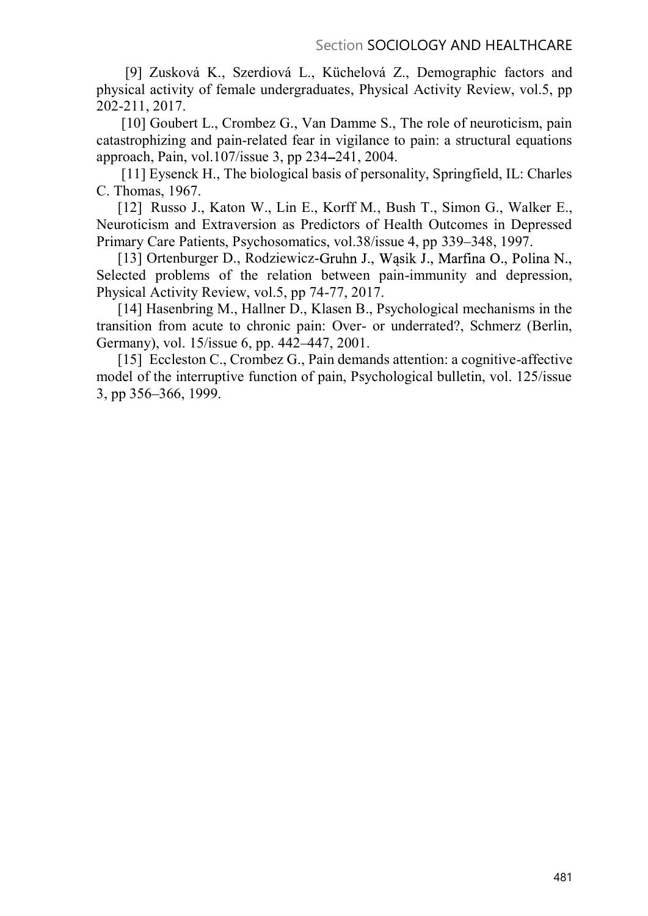[9] Zusková K., Szerdiová L., Küchelová Z., Demographic factors and physical activity of female undergraduates, Physical Activity Review, vol.5, pp 202-211, 2017.

[10] Goubert L., Crombez G., Van Damme S., The role of neuroticism, pain catastrophizing and pain-related fear in vigilance to pain: a structural equations approach, Pain, vol.107/issue 3, pp 234–241, 2004.

[11] Eysenck H., The biological basis of personality, Springfield, IL: Charles C. Thomas, 1967.

[12] Russo J., Katon W., Lin E., Korff M., Bush T., Simon G., Walker E., Neuroticism and Extraversion as Predictors of Health Outcomes in Depressed Primary Care Patients, Psychosomatics, vol.38/issue 4, pp 339–348, 1997.

[13] Ortenburger D., Rodziewicz-Gruhn J., Wąsik J., Marfina O., Polina N., Selected problems of the relation between pain-immunity and depression, Physical Activity Review, vol.5, pp 74-77, 2017.

[14] Hasenbring M., Hallner D., Klasen B., Psychological mechanisms in the transition from acute to chronic pain: Over- or underrated?, Schmerz (Berlin, Germany), vol. 15/issue 6, pp. 442–447, 2001.

[15] Eccleston C., Crombez G., Pain demands attention: a cognitive-affective model of the interruptive function of pain, Psychological bulletin, vol. 125/issue 3, pp 356–366, 1999.